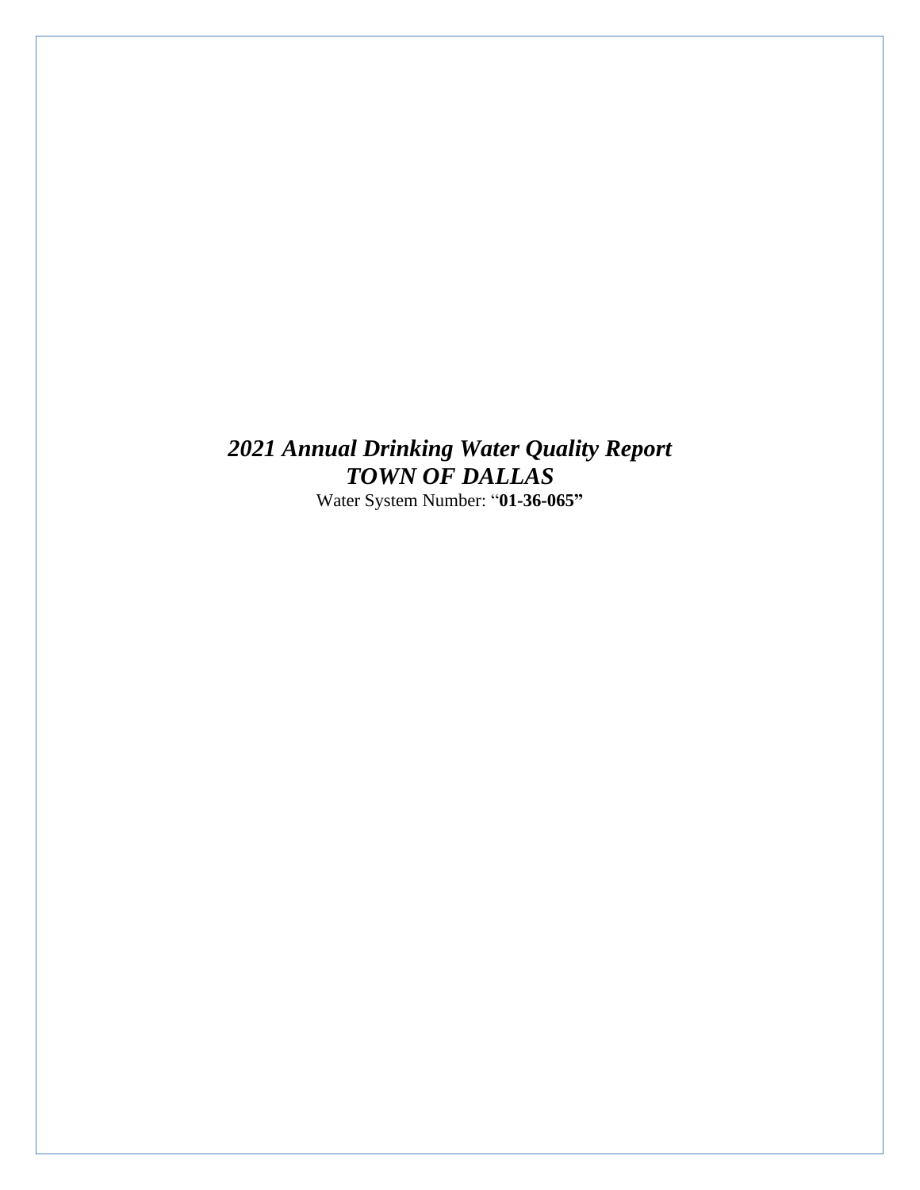# *2021 Annual Drinking Water Quality Report*

# *TOWN OF DALLAS*

Water System Number: "**01-36-065"**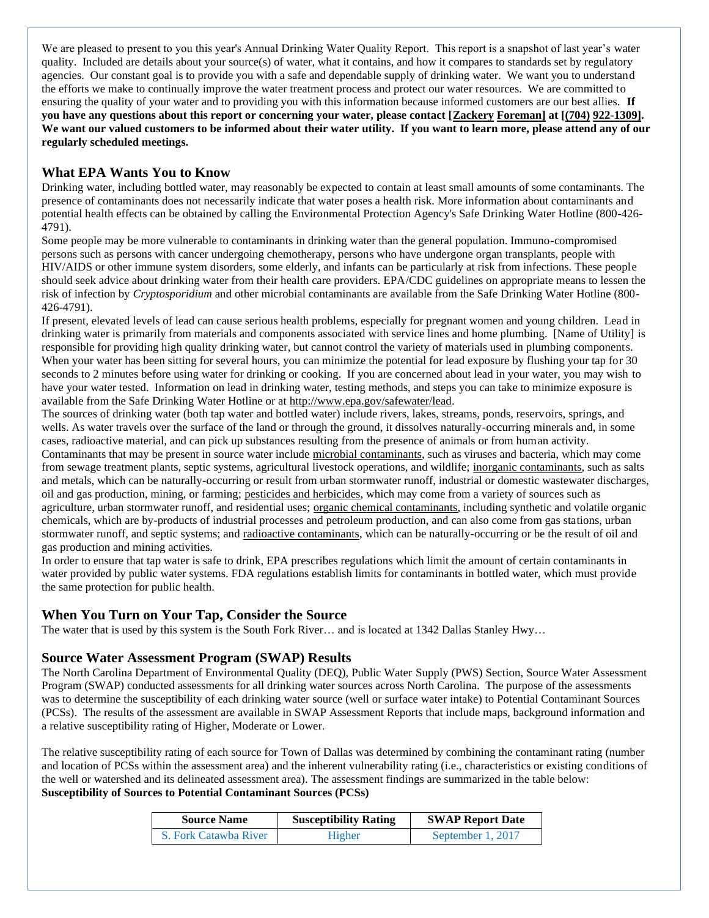We are pleased to present to you this year's Annual Drinking Water Quality Report. This report is a snapshot of last year's water quality. Included are details about your source(s) of water, what it contains, and how it compares to standards set by regulatory agencies. Our constant goal is to provide you with a safe and dependable supply of drinking water. We want you to understand the efforts we make to continually improve the water treatment process and protect our water resources. We are committed to ensuring the quality of your water and to providing you with this information because informed customers are our best allies. **If you have any questions about this report or concerning your water, please contact [Zackery Foreman] at [(704) 922-1309]. We want our valued customers to be informed about their water utility. If you want to learn more, please attend any of our regularly scheduled meetings.**

## What EPA Wants You to Know

Drinking water, including bottled water, may reasonably be expected to contain at least small amounts of some contaminants. The presence of contaminants does not necessarily indicate that water poses a health risk. More information about contaminants and potential health effects can be obtained by calling the Environmental Protection Agency's Safe Drinking Water Hotline (800-426-4791).

Some people may be more vulnerable to contaminants in drinking water than the general population. Immuno-compromised persons such as persons with cancer undergoing chemotherapy, persons who have undergone organ transplants, people with HIV/AIDS or other immune system disorders, some elderly, and infants can be particularly at risk from infections. These people should seek advice about drinking water from their health care providers. EPA/CDC guidelines on appropriate means to lessen the risk of infection by *Cryptosporidium* and other microbial contaminants are available from the Safe Drinking Water Hotline (800-426-4791).

If present, elevated levels of lead can cause serious health problems, especially for pregnant women and young children. Lead in drinking water is primarily from materials and components associated with service lines and home plumbing. [Name of Utility] is responsible for providing high quality drinking water, but cannot control the variety of materials used in plumbing components. When your water has been sitting for several hours, you can minimize the potential for lead exposure by flushing your tap for 30 seconds to 2 minutes before using water for drinking or cooking. If you are concerned about lead in your water, you may wish to have your water tested. Information on lead in drinking water, testing methods, and steps you can take to minimize exposure is available from the Safe Drinking Water Hotline or at http://www.epa.gov/safewater/lead.

The sources of drinking water (both tap water and bottled water) include rivers, lakes, streams, ponds, reservoirs, springs, and wells. As water travels over the surface of the land or through the ground, it dissolves naturally-occurring minerals and, in some cases, radioactive material, and can pick up substances resulting from the presence of animals or from human activity.

Contaminants that may be present in source water include microbial contaminants, such as viruses and bacteria, which may come from sewage treatment plants, septic systems, agricultural livestock operations, and wildlife; inorganic contaminants, such as salts and metals, which can be naturally-occurring or result from urban stormwater runoff, industrial or domestic wastewater discharges, oil and gas production, mining, or farming; pesticides and herbicides, which may come from a variety of sources such as agriculture, urban stormwater runoff, and residential uses; organic chemical contaminants, including synthetic and volatile organic chemicals, which are by-products of industrial processes and petroleum production, and can also come from gas stations, urban stormwater runoff, and septic systems; and radioactive contaminants, which can be naturally-occurring or be the result of oil and gas production and mining activities.

In order to ensure that tap water is safe to drink, EPA prescribes regulations which limit the amount of certain contaminants in water provided by public water systems. FDA regulations establish limits for contaminants in bottled water, which must provide the same protection for public health.

## When You Turn on Your Tap, Consider the Source

The water that is used by this system is the South Fork River… and is located at 1342 Dallas Stanley Hwy…

## Source Water Assessment Program (SWAP) Results

The North Carolina Department of Environmental Quality (DEQ), Public Water Supply (PWS) Section, Source Water Assessment Program (SWAP) conducted assessments for all drinking water sources across North Carolina. The purpose of the assessments was to determine the susceptibility of each drinking water source (well or surface water intake) to Potential Contaminant Sources (PCSs). The results of the assessment are available in SWAP Assessment Reports that include maps, background information and a relative susceptibility rating of Higher, Moderate or Lower.

The relative susceptibility rating of each source for Town of Dallas was determined by combining the contaminant rating (number and location of PCSs within the assessment area) and the inherent vulnerability rating (i.e., characteristics or existing conditions of the well or watershed and its delineated assessment area). The assessment findings are summarized in the table below:

**Susceptibility of Sources to Potential Contaminant Sources (PCSs)**

| Source Name | Susceptibility Rating | SWAP Report Date |
|---|---|---|
| S. Fork Catawba River | Higher | September 1, 2017 |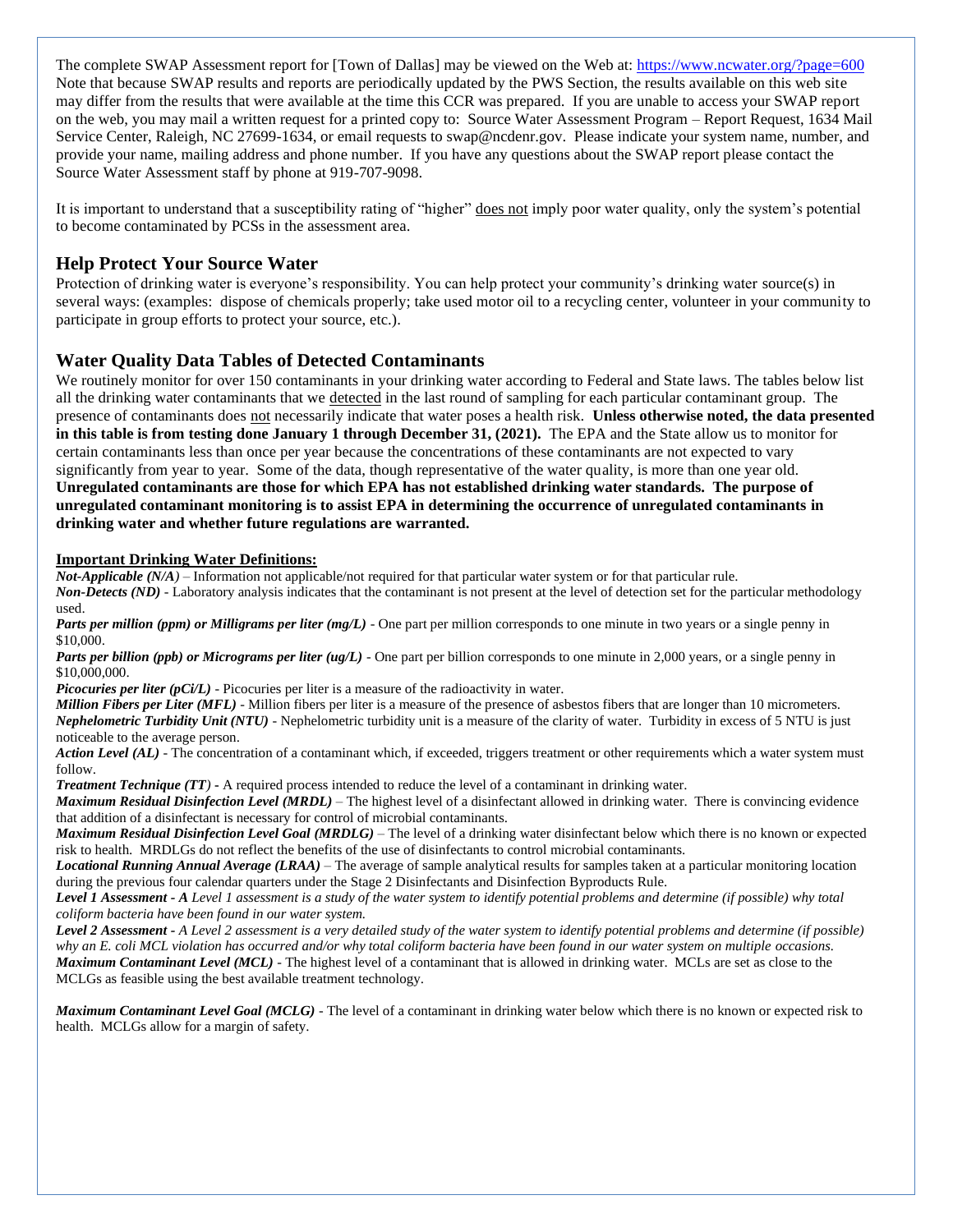The complete SWAP Assessment report for [Town of Dallas] may be viewed on the Web at: https://www.ncwater.org/?page=600 Note that because SWAP results and reports are periodically updated by the PWS Section, the results available on this web site may differ from the results that were available at the time this CCR was prepared. If you are unable to access your SWAP report on the web, you may mail a written request for a printed copy to: Source Water Assessment Program – Report Request, 1634 Mail Service Center, Raleigh, NC 27699-1634, or email requests to swap@ncdenr.gov. Please indicate your system name, number, and provide your name, mailing address and phone number. If you have any questions about the SWAP report please contact the Source Water Assessment staff by phone at 919-707-9098.

It is important to understand that a susceptibility rating of "higher" does not imply poor water quality, only the system's potential to become contaminated by PCSs in the assessment area.

## Help Protect Your Source Water

Protection of drinking water is everyone's responsibility. You can help protect your community's drinking water source(s) in several ways: (examples: dispose of chemicals properly; take used motor oil to a recycling center, volunteer in your community to participate in group efforts to protect your source, etc.).

## Water Quality Data Tables of Detected Contaminants

We routinely monitor for over 150 contaminants in your drinking water according to Federal and State laws. The tables below list all the drinking water contaminants that we detected in the last round of sampling for each particular contaminant group. The presence of contaminants does not necessarily indicate that water poses a health risk. **Unless otherwise noted, the data presented in this table is from testing done January 1 through December 31, (2021).** The EPA and the State allow us to monitor for certain contaminants less than once per year because the concentrations of these contaminants are not expected to vary significantly from year to year. Some of the data, though representative of the water quality, is more than one year old. **Unregulated contaminants are those for which EPA has not established drinking water standards. The purpose of unregulated contaminant monitoring is to assist EPA in determining the occurrence of unregulated contaminants in drinking water and whether future regulations are warranted.**

**Important Drinking Water Definitions:**

***Not-Applicable (N/A)*** – Information not applicable/not required for that particular water system or for that particular rule.

***Non-Detects (ND)*** - Laboratory analysis indicates that the contaminant is not present at the level of detection set for the particular methodology used.

***Parts per million (ppm) or Milligrams per liter (mg/L)*** - One part per million corresponds to one minute in two years or a single penny in $10,000.

***Parts per billion (ppb) or Micrograms per liter (ug/L)*** - One part per billion corresponds to one minute in 2,000 years, or a single penny in $10,000,000.

***Picocuries per liter (pCi/L)*** - Picocuries per liter is a measure of the radioactivity in water.

***Million Fibers per Liter (MFL)*** - Million fibers per liter is a measure of the presence of asbestos fibers that are longer than 10 micrometers.

***Nephelometric Turbidity Unit (NTU)*** - Nephelometric turbidity unit is a measure of the clarity of water. Turbidity in excess of 5 NTU is just noticeable to the average person.

***Action Level (AL)*** - The concentration of a contaminant which, if exceeded, triggers treatment or other requirements which a water system must follow.

***Treatment Technique (TT)*** - A required process intended to reduce the level of a contaminant in drinking water.

***Maximum Residual Disinfection Level (MRDL)*** – The highest level of a disinfectant allowed in drinking water. There is convincing evidence that addition of a disinfectant is necessary for control of microbial contaminants.

***Maximum Residual Disinfection Level Goal (MRDLG)*** – The level of a drinking water disinfectant below which there is no known or expected risk to health. MRDLGs do not reflect the benefits of the use of disinfectants to control microbial contaminants.

***Locational Running Annual Average (LRAA)*** – The average of sample analytical results for samples taken at a particular monitoring location during the previous four calendar quarters under the Stage 2 Disinfectants and Disinfection Byproducts Rule.

***Level 1 Assessment - A*** *Level 1 assessment is a study of the water system to identify potential problems and determine (if possible) why total coliform bacteria have been found in our water system.*

***Level 2 Assessment -*** *A Level 2 assessment is a very detailed study of the water system to identify potential problems and determine (if possible) why an E. coli MCL violation has occurred and/or why total coliform bacteria have been found in our water system on multiple occasions.*

***Maximum Contaminant Level (MCL)*** - The highest level of a contaminant that is allowed in drinking water. MCLs are set as close to the MCLGs as feasible using the best available treatment technology.

***Maximum Contaminant Level Goal (MCLG)*** - The level of a contaminant in drinking water below which there is no known or expected risk to health. MCLGs allow for a margin of safety.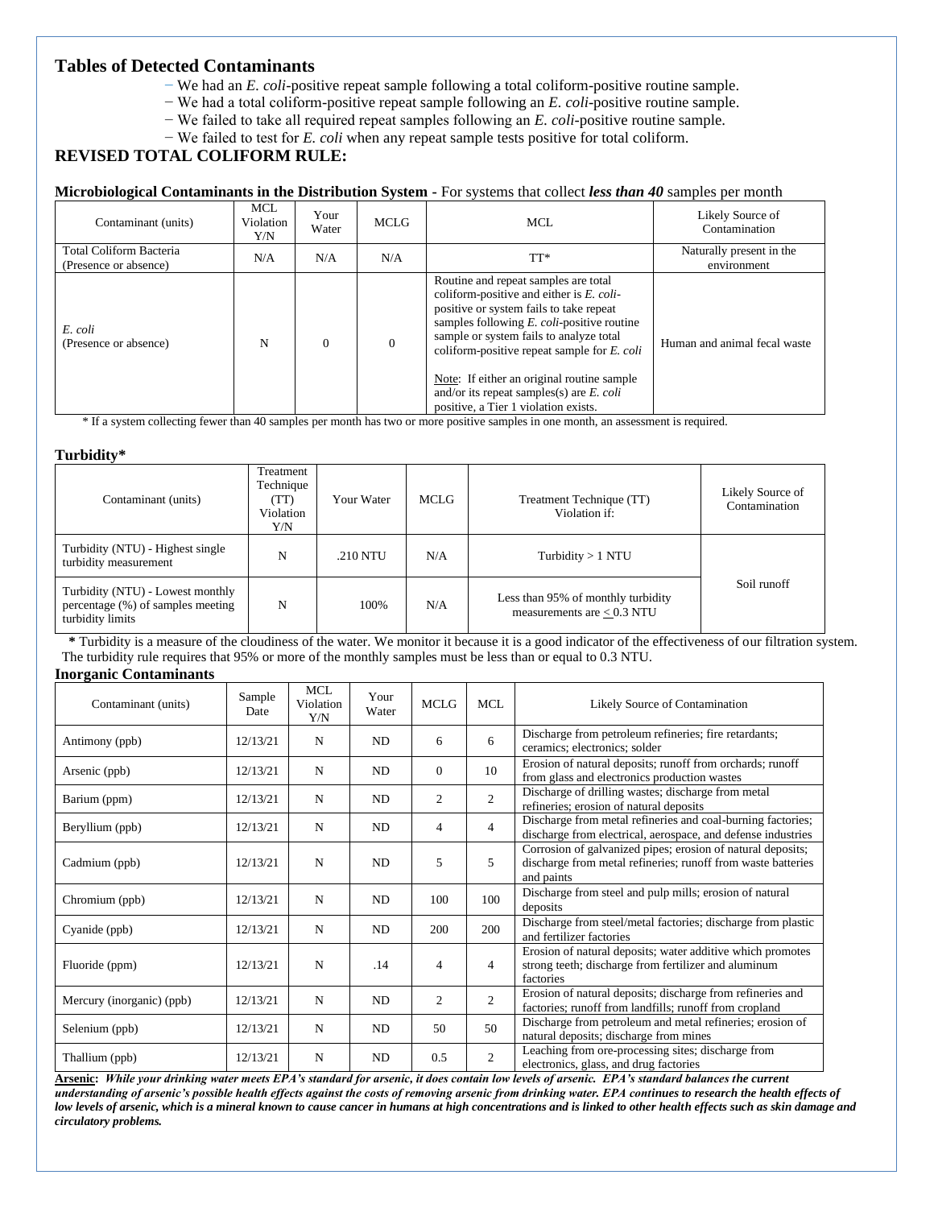## Tables of Detected Contaminants

− We had an *E. coli*-positive repeat sample following a total coliform-positive routine sample.
− We had a total coliform-positive repeat sample following an *E. coli*-positive routine sample.
− We failed to take all required repeat samples following an *E. coli*-positive routine sample.
− We failed to test for *E. coli* when any repeat sample tests positive for total coliform.

## REVISED TOTAL COLIFORM RULE:

**Microbiological Contaminants in the Distribution System -** For systems that collect ***less than 40*** samples per month

| Contaminant (units) | MCL Violation Y/N | Your Water | MCLG | MCL | Likely Source of Contamination |
|---|---|---|---|---|---|
| Total Coliform Bacteria (Presence or absence) | N/A | N/A | N/A | TT* | Naturally present in the environment |
| *E. coli* (Presence or absence) | N | 0 | 0 | Routine and repeat samples are total coliform-positive and either is *E. coli*-positive or system fails to take repeat samples following *E. coli*-positive routine sample or system fails to analyze total coliform-positive repeat sample for *E. coli*<br><br>Note: If either an original routine sample and/or its repeat samples(s) are *E. coli* positive, a Tier 1 violation exists. | Human and animal fecal waste |

\* If a system collecting fewer than 40 samples per month has two or more positive samples in one month, an assessment is required.

**Turbidity***

| Contaminant (units) | Treatment Technique (TT) Violation Y/N | Your Water | MCLG | Treatment Technique (TT) Violation if: | Likely Source of Contamination |
|---|---|---|---|---|---|
| Turbidity (NTU) - Highest single turbidity measurement | N | .210 NTU | N/A | Turbidity > 1 NTU | Soil runoff |
| Turbidity (NTU) - Lowest monthly percentage (%) of samples meeting turbidity limits | N | 100% | N/A | Less than 95% of monthly turbidity measurements are $\leq$ 0.3 NTU | |

**\*** Turbidity is a measure of the cloudiness of the water. We monitor it because it is a good indicator of the effectiveness of our filtration system. The turbidity rule requires that 95% or more of the monthly samples must be less than or equal to 0.3 NTU.

**Inorganic Contaminants**

| Contaminant (units) | Sample Date | MCL Violation Y/N | Your Water | MCLG | MCL | Likely Source of Contamination |
|---|---|---|---|---|---|---|
| Antimony (ppb) | 12/13/21 | N | ND | 6 | 6 | Discharge from petroleum refineries; fire retardants; ceramics; electronics; solder |
| Arsenic (ppb) | 12/13/21 | N | ND | 0 | 10 | Erosion of natural deposits; runoff from orchards; runoff from glass and electronics production wastes |
| Barium (ppm) | 12/13/21 | N | ND | 2 | 2 | Discharge of drilling wastes; discharge from metal refineries; erosion of natural deposits |
| Beryllium (ppb) | 12/13/21 | N | ND | 4 | 4 | Discharge from metal refineries and coal-burning factories; discharge from electrical, aerospace, and defense industries |
| Cadmium (ppb) | 12/13/21 | N | ND | 5 | 5 | Corrosion of galvanized pipes; erosion of natural deposits; discharge from metal refineries; runoff from waste batteries and paints |
| Chromium (ppb) | 12/13/21 | N | ND | 100 | 100 | Discharge from steel and pulp mills; erosion of natural deposits |
| Cyanide (ppb) | 12/13/21 | N | ND | 200 | 200 | Discharge from steel/metal factories; discharge from plastic and fertilizer factories |
| Fluoride (ppm) | 12/13/21 | N | .14 | 4 | 4 | Erosion of natural deposits; water additive which promotes strong teeth; discharge from fertilizer and aluminum factories |
| Mercury (inorganic) (ppb) | 12/13/21 | N | ND | 2 | 2 | Erosion of natural deposits; discharge from refineries and factories; runoff from landfills; runoff from cropland |
| Selenium (ppb) | 12/13/21 | N | ND | 50 | 50 | Discharge from petroleum and metal refineries; erosion of natural deposits; discharge from mines |
| Thallium (ppb) | 12/13/21 | N | ND | 0.5 | 2 | Leaching from ore-processing sites; discharge from electronics, glass, and drug factories |

**Arsenic:** ***While your drinking water meets EPA's standard for arsenic, it does contain low levels of arsenic. EPA's standard balances the current understanding of arsenic's possible health effects against the costs of removing arsenic from drinking water. EPA continues to research the health effects of low levels of arsenic, which is a mineral known to cause cancer in humans at high concentrations and is linked to other health effects such as skin damage and circulatory problems.***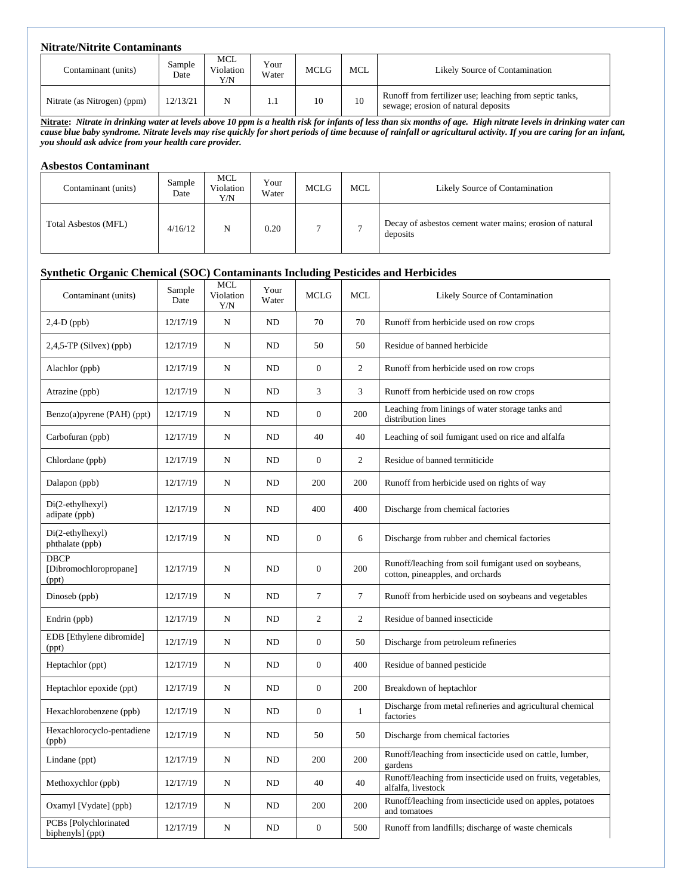### Nitrate/Nitrite Contaminants

| Contaminant (units) | Sample Date | MCL Violation Y/N | Your Water | MCLG | MCL | Likely Source of Contamination |
|---|---|---|---|---|---|---|
| Nitrate (as Nitrogen) (ppm) | 12/13/21 | N | 1.1 | 10 | 10 | Runoff from fertilizer use; leaching from septic tanks, sewage; erosion of natural deposits |

**Nitrate:** ***Nitrate in drinking water at levels above 10 ppm is a health risk for infants of less than six months of age. High nitrate levels in drinking water can cause blue baby syndrome. Nitrate levels may rise quickly for short periods of time because of rainfall or agricultural activity. If you are caring for an infant, you should ask advice from your health care provider.***

### Asbestos Contaminant

| Contaminant (units) | Sample Date | MCL Violation Y/N | Your Water | MCLG | MCL | Likely Source of Contamination |
|---|---|---|---|---|---|---|
| Total Asbestos (MFL) | 4/16/12 | N | 0.20 | 7 | 7 | Decay of asbestos cement water mains; erosion of natural deposits |

### Synthetic Organic Chemical (SOC) Contaminants Including Pesticides and Herbicides

| Contaminant (units) | Sample Date | MCL Violation Y/N | Your Water | MCLG | MCL | Likely Source of Contamination |
|---|---|---|---|---|---|---|
| 2,4-D (ppb) | 12/17/19 | N | ND | 70 | 70 | Runoff from herbicide used on row crops |
| 2,4,5-TP (Silvex) (ppb) | 12/17/19 | N | ND | 50 | 50 | Residue of banned herbicide |
| Alachlor (ppb) | 12/17/19 | N | ND | 0 | 2 | Runoff from herbicide used on row crops |
| Atrazine (ppb) | 12/17/19 | N | ND | 3 | 3 | Runoff from herbicide used on row crops |
| Benzo(a)pyrene (PAH) (ppt) | 12/17/19 | N | ND | 0 | 200 | Leaching from linings of water storage tanks and distribution lines |
| Carbofuran (ppb) | 12/17/19 | N | ND | 40 | 40 | Leaching of soil fumigant used on rice and alfalfa |
| Chlordane (ppb) | 12/17/19 | N | ND | 0 | 2 | Residue of banned termiticide |
| Dalapon (ppb) | 12/17/19 | N | ND | 200 | 200 | Runoff from herbicide used on rights of way |
| Di(2-ethylhexyl) adipate (ppb) | 12/17/19 | N | ND | 400 | 400 | Discharge from chemical factories |
| Di(2-ethylhexyl) phthalate (ppb) | 12/17/19 | N | ND | 0 | 6 | Discharge from rubber and chemical factories |
| DBCP [Dibromochloropropane] (ppt) | 12/17/19 | N | ND | 0 | 200 | Runoff/leaching from soil fumigant used on soybeans, cotton, pineapples, and orchards |
| Dinoseb (ppb) | 12/17/19 | N | ND | 7 | 7 | Runoff from herbicide used on soybeans and vegetables |
| Endrin (ppb) | 12/17/19 | N | ND | 2 | 2 | Residue of banned insecticide |
| EDB [Ethylene dibromide] (ppt) | 12/17/19 | N | ND | 0 | 50 | Discharge from petroleum refineries |
| Heptachlor (ppt) | 12/17/19 | N | ND | 0 | 400 | Residue of banned pesticide |
| Heptachlor epoxide (ppt) | 12/17/19 | N | ND | 0 | 200 | Breakdown of heptachlor |
| Hexachlorobenzene (ppb) | 12/17/19 | N | ND | 0 | 1 | Discharge from metal refineries and agricultural chemical factories |
| Hexachlorocyclo-pentadiene (ppb) | 12/17/19 | N | ND | 50 | 50 | Discharge from chemical factories |
| Lindane (ppt) | 12/17/19 | N | ND | 200 | 200 | Runoff/leaching from insecticide used on cattle, lumber, gardens |
| Methoxychlor (ppb) | 12/17/19 | N | ND | 40 | 40 | Runoff/leaching from insecticide used on fruits, vegetables, alfalfa, livestock |
| Oxamyl [Vydate] (ppb) | 12/17/19 | N | ND | 200 | 200 | Runoff/leaching from insecticide used on apples, potatoes and tomatoes |
| PCBs [Polychlorinated biphenyls] (ppt) | 12/17/19 | N | ND | 0 | 500 | Runoff from landfills; discharge of waste chemicals |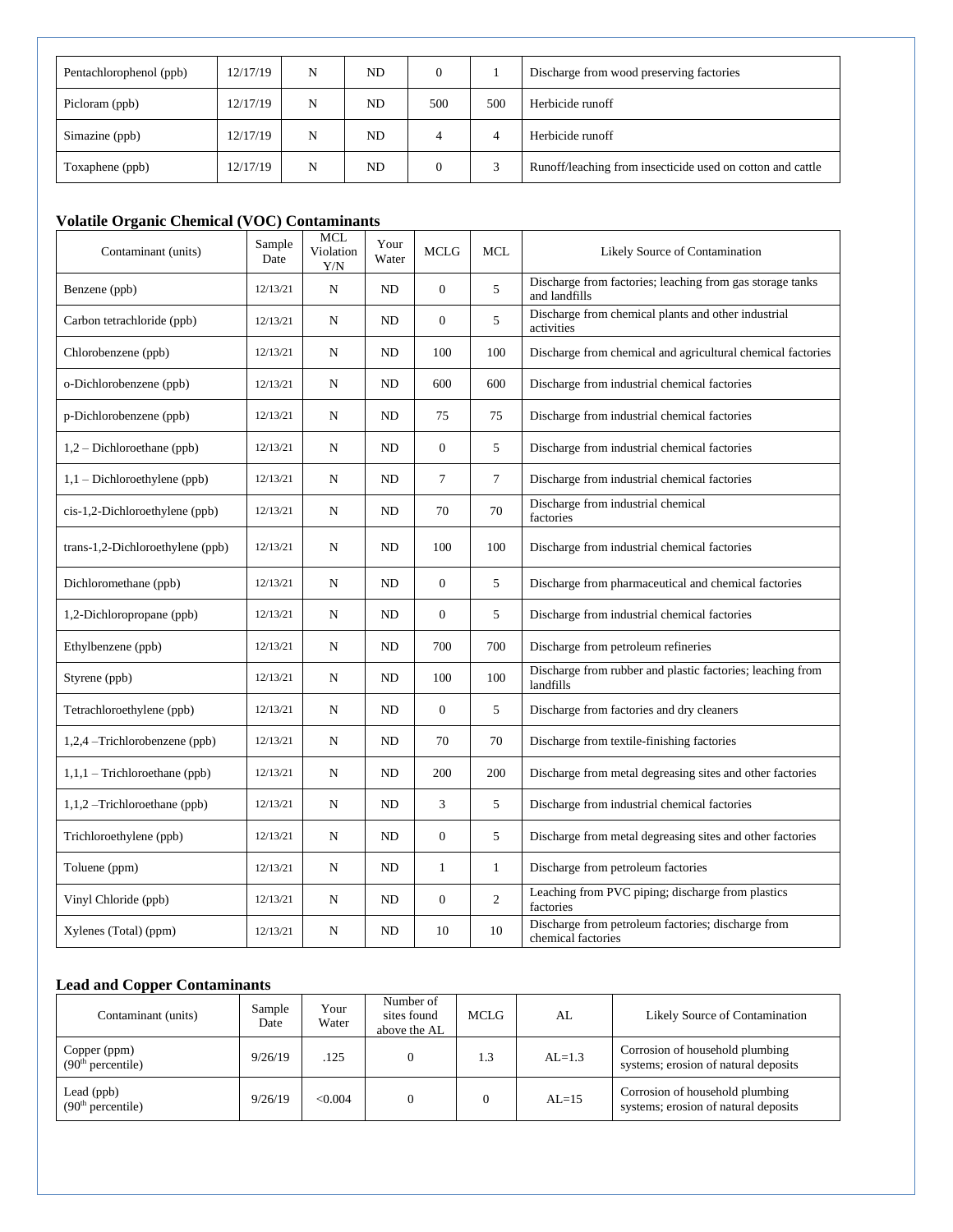| Pentachlorophenol (ppb) | 12/17/19 | N | ND | 0 | 1 | Discharge from wood preserving factories |
|---|---|---|---|---|---|---|
| Picloram (ppb) | 12/17/19 | N | ND | 500 | 500 | Herbicide runoff |
| Simazine (ppb) | 12/17/19 | N | ND | 4 | 4 | Herbicide runoff |
| Toxaphene (ppb) | 12/17/19 | N | ND | 0 | 3 | Runoff/leaching from insecticide used on cotton and cattle |

**Volatile Organic Chemical (VOC) Contaminants**

| Contaminant (units) | Sample Date | MCL Violation Y/N | Your Water | MCLG | MCL | Likely Source of Contamination |
|---|---|---|---|---|---|---|
| Benzene (ppb) | 12/13/21 | N | ND | 0 | 5 | Discharge from factories; leaching from gas storage tanks and landfills |
| Carbon tetrachloride (ppb) | 12/13/21 | N | ND | 0 | 5 | Discharge from chemical plants and other industrial activities |
| Chlorobenzene (ppb) | 12/13/21 | N | ND | 100 | 100 | Discharge from chemical and agricultural chemical factories |
| o-Dichlorobenzene (ppb) | 12/13/21 | N | ND | 600 | 600 | Discharge from industrial chemical factories |
| p-Dichlorobenzene (ppb) | 12/13/21 | N | ND | 75 | 75 | Discharge from industrial chemical factories |
| 1,2 – Dichloroethane (ppb) | 12/13/21 | N | ND | 0 | 5 | Discharge from industrial chemical factories |
| 1,1 – Dichloroethylene (ppb) | 12/13/21 | N | ND | 7 | 7 | Discharge from industrial chemical factories |
| cis-1,2-Dichloroethylene (ppb) | 12/13/21 | N | ND | 70 | 70 | Discharge from industrial chemical factories |
| trans-1,2-Dichloroethylene (ppb) | 12/13/21 | N | ND | 100 | 100 | Discharge from industrial chemical factories |
| Dichloromethane (ppb) | 12/13/21 | N | ND | 0 | 5 | Discharge from pharmaceutical and chemical factories |
| 1,2-Dichloropropane (ppb) | 12/13/21 | N | ND | 0 | 5 | Discharge from industrial chemical factories |
| Ethylbenzene (ppb) | 12/13/21 | N | ND | 700 | 700 | Discharge from petroleum refineries |
| Styrene (ppb) | 12/13/21 | N | ND | 100 | 100 | Discharge from rubber and plastic factories; leaching from landfills |
| Tetrachloroethylene (ppb) | 12/13/21 | N | ND | 0 | 5 | Discharge from factories and dry cleaners |
| 1,2,4 –Trichlorobenzene (ppb) | 12/13/21 | N | ND | 70 | 70 | Discharge from textile-finishing factories |
| 1,1,1 – Trichloroethane (ppb) | 12/13/21 | N | ND | 200 | 200 | Discharge from metal degreasing sites and other factories |
| 1,1,2 –Trichloroethane (ppb) | 12/13/21 | N | ND | 3 | 5 | Discharge from industrial chemical factories |
| Trichloroethylene (ppb) | 12/13/21 | N | ND | 0 | 5 | Discharge from metal degreasing sites and other factories |
| Toluene (ppm) | 12/13/21 | N | ND | 1 | 1 | Discharge from petroleum factories |
| Vinyl Chloride (ppb) | 12/13/21 | N | ND | 0 | 2 | Leaching from PVC piping; discharge from plastics factories |
| Xylenes (Total) (ppm) | 12/13/21 | N | ND | 10 | 10 | Discharge from petroleum factories; discharge from chemical factories |

**Lead and Copper Contaminants**

| Contaminant (units) | Sample Date | Your Water | Number of sites found above the AL | MCLG | AL | Likely Source of Contamination |
|---|---|---|---|---|---|---|
| Copper (ppm) (90th percentile) | 9/26/19 | .125 | 0 | 1.3 | AL=1.3 | Corrosion of household plumbing systems; erosion of natural deposits |
| Lead (ppb) (90th percentile) | 9/26/19 | <0.004 | 0 | 0 | AL=15 | Corrosion of household plumbing systems; erosion of natural deposits |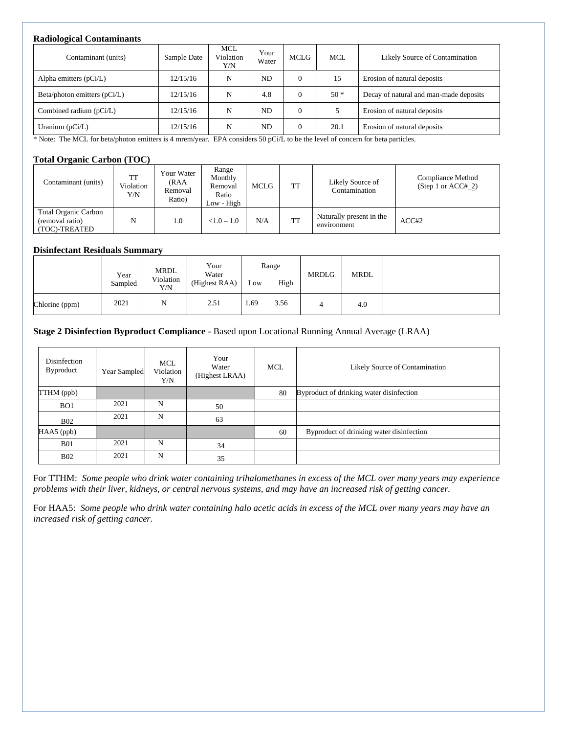### Radiological Contaminants

| Contaminant (units) | Sample Date | MCL Violation Y/N | Your Water | MCLG | MCL | Likely Source of Contamination |
|---|---|---|---|---|---|---|
| Alpha emitters (pCi/L) | 12/15/16 | N | ND | 0 | 15 | Erosion of natural deposits |
| Beta/photon emitters (pCi/L) | 12/15/16 | N | 4.8 | 0 | 50 * | Decay of natural and man-made deposits |
| Combined radium (pCi/L) | 12/15/16 | N | ND | 0 | 5 | Erosion of natural deposits |
| Uranium (pCi/L) | 12/15/16 | N | ND | 0 | 20.1 | Erosion of natural deposits |

* Note: The MCL for beta/photon emitters is 4 mrem/year. EPA considers 50 pCi/L to be the level of concern for beta particles.

### Total Organic Carbon (TOC)

| Contaminant (units) | TT Violation Y/N | Your Water (RAA Removal Ratio) | Range Monthly Removal Ratio Low - High | MCLG | TT | Likely Source of Contamination | Compliance Method (Step 1 or ACC#_2) |
|---|---|---|---|---|---|---|---|
| Total Organic Carbon (removal ratio) (TOC)-TREATED | N | 1.0 | <1.0 – 1.0 | N/A | TT | Naturally present in the environment | ACC#2 |

### Disinfectant Residuals Summary

| | Year Sampled | MRDL Violation Y/N | Your Water (Highest RAA) | Range Low | Range High | MRDLG | MRDL | |
|---|---|---|---|---|---|---|---|---|
| Chlorine (ppm) | 2021 | N | 2.51 | 1.69 | 3.56 | 4 | 4.0 | |

### Stage 2 Disinfection Byproduct Compliance - Based upon Locational Running Annual Average (LRAA)

| Disinfection Byproduct | Year Sampled | MCL Violation Y/N | Your Water (Highest LRAA) | MCL | Likely Source of Contamination |
|---|---|---|---|---|---|
| TTHM (ppb) | | | | 80 | Byproduct of drinking water disinfection |
| BO1 | 2021 | N | 50 | | |
| B02 | 2021 | N | 63 | | |
| HAA5 (ppb) | | | | 60 | Byproduct of drinking water disinfection |
| B01 | 2021 | N | 34 | | |
| B02 | 2021 | N | 35 | | |

For TTHM: *Some people who drink water containing trihalomethanes in excess of the MCL over many years may experience problems with their liver, kidneys, or central nervous systems, and may have an increased risk of getting cancer.*

For HAA5: *Some people who drink water containing halo acetic acids in excess of the MCL over many years may have an increased risk of getting cancer.*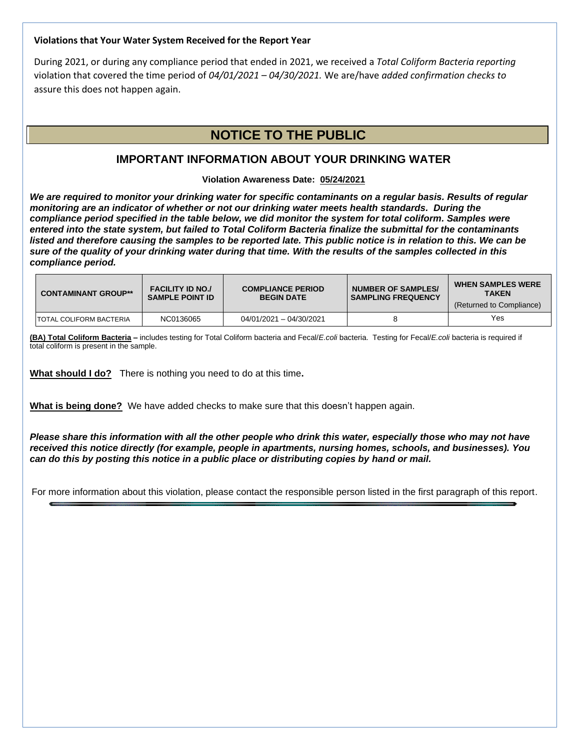**Violations that Your Water System Received for the Report Year**

During 2021, or during any compliance period that ended in 2021, we received a *Total Coliform Bacteria reporting* violation that covered the time period of *04/01/2021 – 04/30/2021.* We are/have *added confirmation checks to* assure this does not happen again.

# NOTICE TO THE PUBLIC

## IMPORTANT INFORMATION ABOUT YOUR DRINKING WATER

**Violation Awareness Date: 05/24/2021**

***We are required to monitor your drinking water for specific contaminants on a regular basis. Results of regular monitoring are an indicator of whether or not our drinking water meets health standards. During the compliance period specified in the table below, we did monitor the system for total coliform. Samples were entered into the state system, but failed to Total Coliform Bacteria finalize the submittal for the contaminants listed and therefore causing the samples to be reported late. This public notice is in relation to this. We can be sure of the quality of your drinking water during that time. With the results of the samples collected in this compliance period.***

| CONTAMINANT GROUP** | FACILITY ID NO./ SAMPLE POINT ID | COMPLIANCE PERIOD BEGIN DATE | NUMBER OF SAMPLES/ SAMPLING FREQUENCY | WHEN SAMPLES WERE TAKEN (Returned to Compliance) |
|---|---|---|---|---|
| TOTAL COLIFORM BACTERIA | NC0136065 | 04/01/2021 – 04/30/2021 | 8 | Yes |

**(BA) Total Coliform Bacteria –** includes testing for Total Coliform bacteria and Fecal/*E.coli* bacteria. Testing for Fecal/*E.coli* bacteria is required if total coliform is present in the sample.

**What should I do?** There is nothing you need to do at this time**.**

**What is being done?** We have added checks to make sure that this doesn't happen again.

***Please share this information with all the other people who drink this water, especially those who may not have received this notice directly (for example, people in apartments, nursing homes, schools, and businesses). You can do this by posting this notice in a public place or distributing copies by hand or mail.***

For more information about this violation, please contact the responsible person listed in the first paragraph of this report.